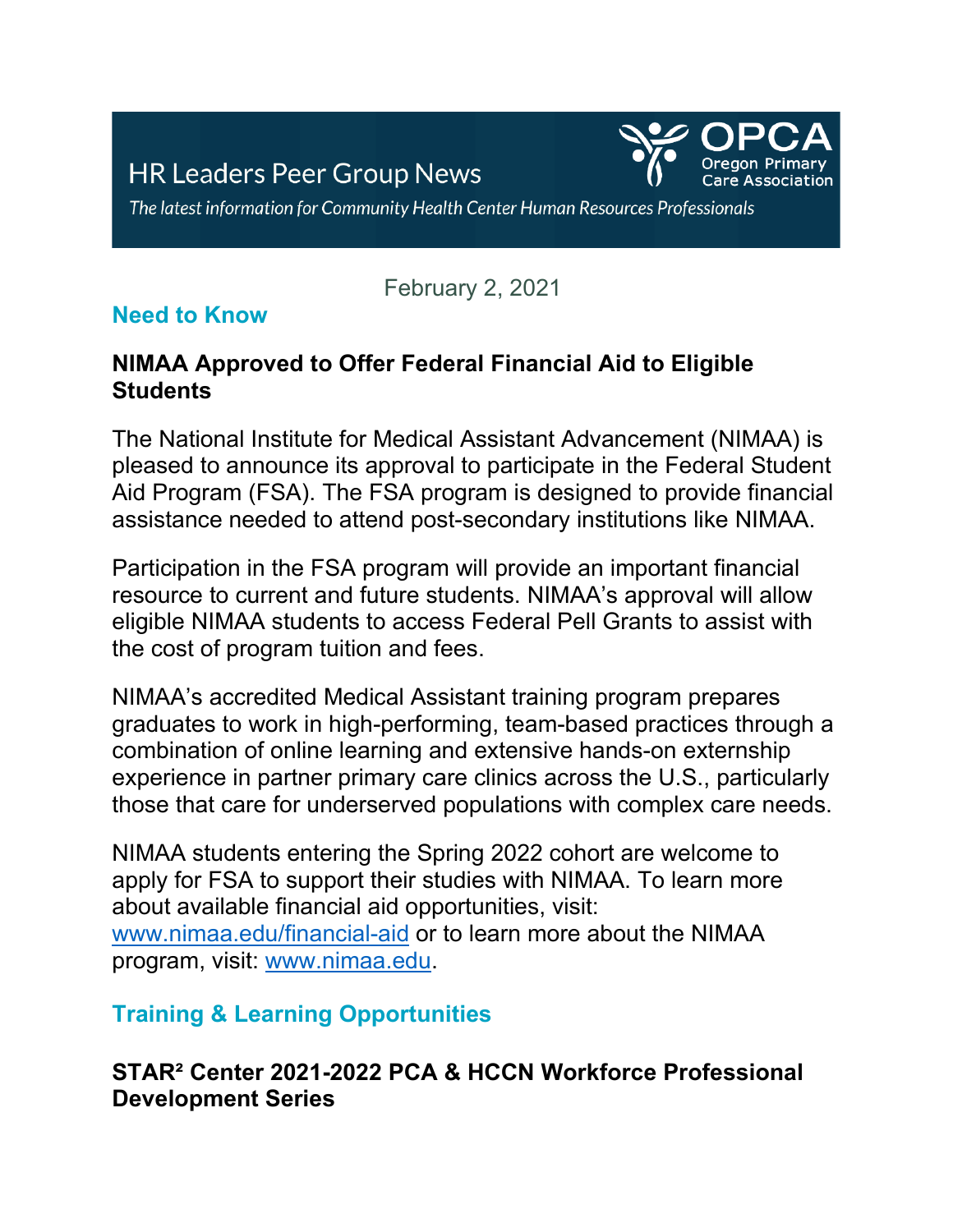# HR Leaders Peer Group News

OPCA Oregon Primary Care Association

*The latest information for Community Health Center Human Resources Professionals*

February 2, 2021

## Need to Know

### NIMAA Approved to Offer Federal Financial Aid to Eligible Students

The National Institute for Medical Assistant Advancement (NIMAA) is pleased to announce its approval to participate in the Federal Student Aid Program (FSA). The FSA program is designed to provide financial assistance needed to attend post-secondary institutions like NIMAA.

Participation in the FSA program will provide an important financial resource to current and future students. NIMAA's approval will allow eligible NIMAA students to access Federal Pell Grants to assist with the cost of program tuition and fees.

NIMAA's accredited Medical Assistant training program prepares graduates to work in high-performing, team-based practices through a combination of online learning and extensive hands-on externship experience in partner primary care clinics across the U.S., particularly those that care for underserved populations with complex care needs.

NIMAA students entering the Spring 2022 cohort are welcome to apply for FSA to support their studies with NIMAA. To learn more about available financial aid opportunities, visit: [www.nimaa.edu/financial-aid](http://www.nimaa.edu/financial-aid) or to learn more about the NIMAA program, visit: [www.nimaa.edu](http://www.nimaa.edu).

## Training & Learning Opportunities

### STAR² Center 2021-2022 PCA & HCCN Workforce Professional Development Series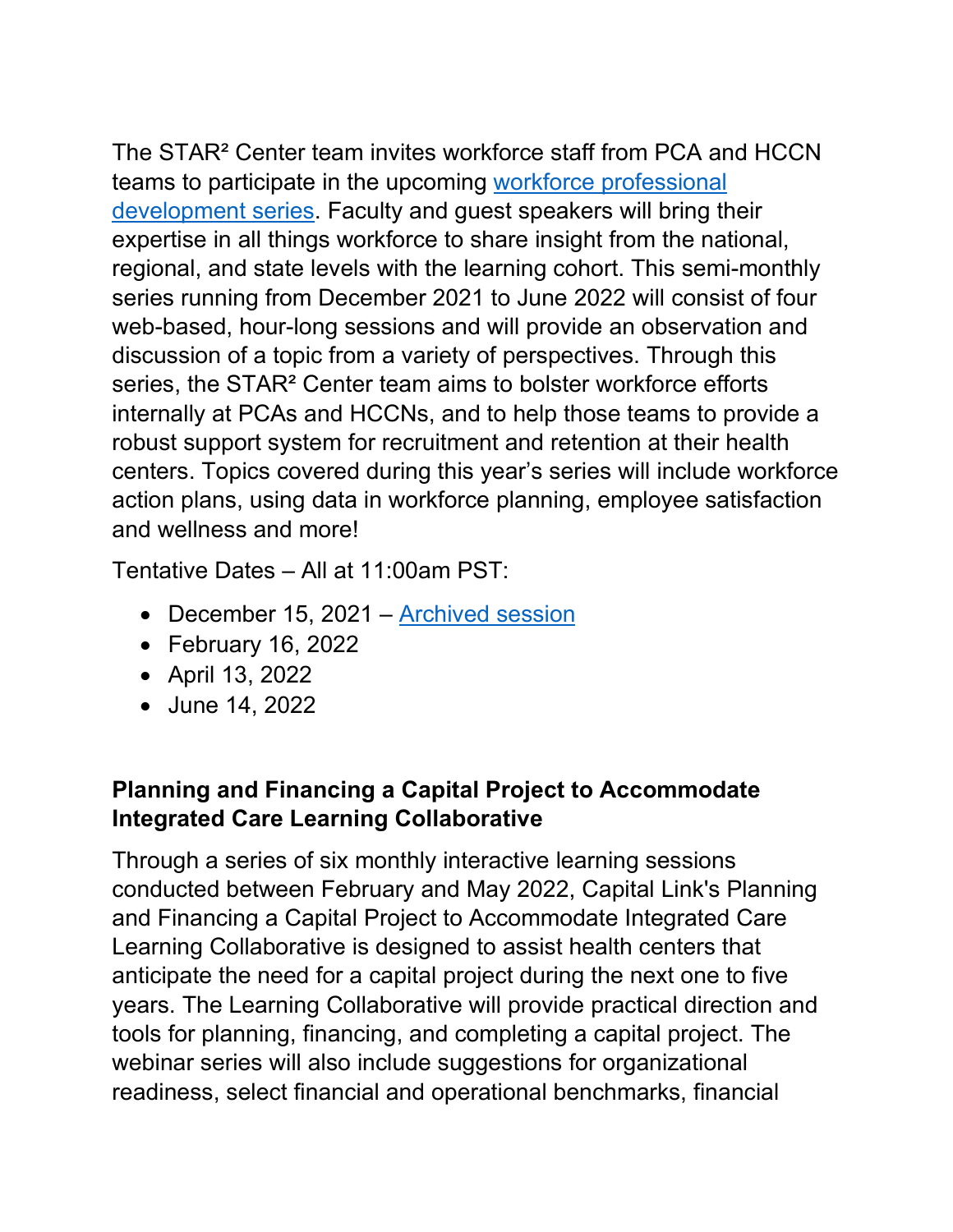The STAR² Center team invites workforce staff from PCA and HCCN teams to participate in the upcoming workforce professional development series. Faculty and guest speakers will bring their expertise in all things workforce to share insight from the national, regional, and state levels with the learning cohort. This semi-monthly series running from December 2021 to June 2022 will consist of four web-based, hour-long sessions and will provide an observation and discussion of a topic from a variety of perspectives. Through this series, the STAR² Center team aims to bolster workforce efforts internally at PCAs and HCCNs, and to help those teams to provide a robust support system for recruitment and retention at their health centers. Topics covered during this year's series will include workforce action plans, using data in workforce planning, employee satisfaction and wellness and more!

Tentative Dates – All at 11:00am PST:

- December 15, 2021 – Archived session
- February 16, 2022
- April 13, 2022
- June 14, 2022

**Planning and Financing a Capital Project to Accommodate Integrated Care Learning Collaborative**

Through a series of six monthly interactive learning sessions conducted between February and May 2022, Capital Link's Planning and Financing a Capital Project to Accommodate Integrated Care Learning Collaborative is designed to assist health centers that anticipate the need for a capital project during the next one to five years. The Learning Collaborative will provide practical direction and tools for planning, financing, and completing a capital project. The webinar series will also include suggestions for organizational readiness, select financial and operational benchmarks, financial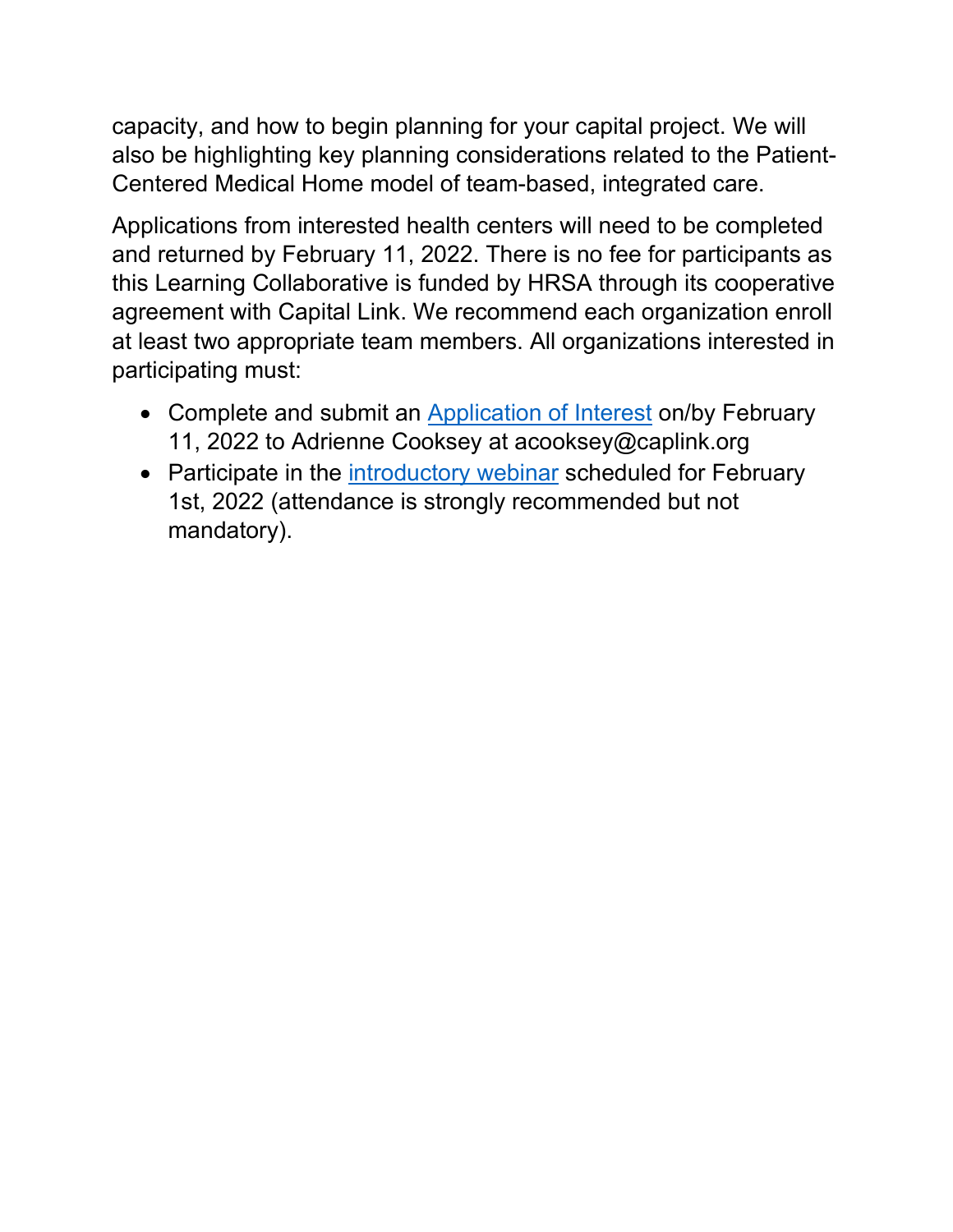capacity, and how to begin planning for your capital project. We will also be highlighting key planning considerations related to the Patient-Centered Medical Home model of team-based, integrated care.

Applications from interested health centers will need to be completed and returned by February 11, 2022. There is no fee for participants as this Learning Collaborative is funded by HRSA through its cooperative agreement with Capital Link. We recommend each organization enroll at least two appropriate team members. All organizations interested in participating must:

- Complete and submit an Application of Interest on/by February 11, 2022 to Adrienne Cooksey at acooksey@caplink.org
- Participate in the introductory webinar scheduled for February 1st, 2022 (attendance is strongly recommended but not mandatory).